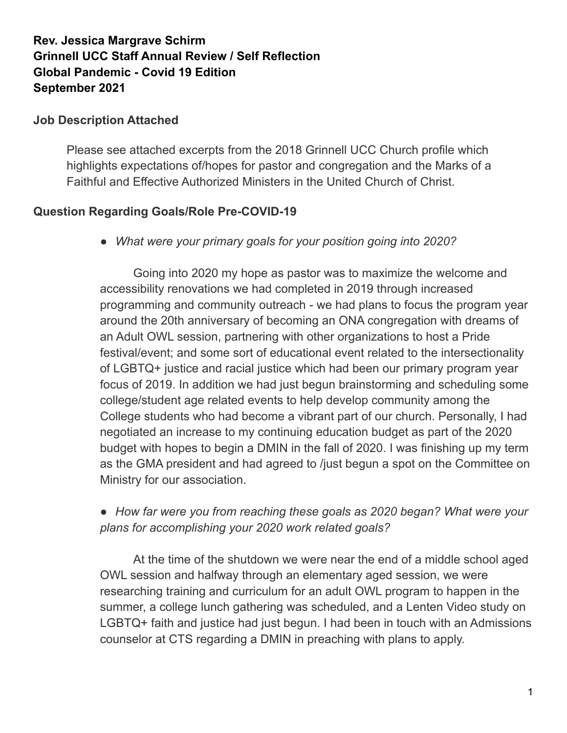**Rev. Jessica Margrave Schirm**
**Grinnell UCC Staff Annual Review / Self Reflection**
**Global Pandemic - Covid 19 Edition**
**September 2021**

## Job Description Attached

Please see attached excerpts from the 2018 Grinnell UCC Church profile which highlights expectations of/hopes for pastor and congregation and the Marks of a Faithful and Effective Authorized Ministers in the United Church of Christ.

## Question Regarding Goals/Role Pre-COVID-19

- *What were your primary goals for your position going into 2020?*

Going into 2020 my hope as pastor was to maximize the welcome and accessibility renovations we had completed in 2019 through increased programming and community outreach - we had plans to focus the program year around the 20th anniversary of becoming an ONA congregation with dreams of an Adult OWL session, partnering with other organizations to host a Pride festival/event; and some sort of educational event related to the intersectionality of LGBTQ+ justice and racial justice which had been our primary program year focus of 2019. In addition we had just begun brainstorming and scheduling some college/student age related events to help develop community among the College students who had become a vibrant part of our church. Personally, I had negotiated an increase to my continuing education budget as part of the 2020 budget with hopes to begin a DMIN in the fall of 2020. I was finishing up my term as the GMA president and had agreed to /just begun a spot on the Committee on Ministry for our association.

- *How far were you from reaching these goals as 2020 began? What were your plans for accomplishing your 2020 work related goals?*

At the time of the shutdown we were near the end of a middle school aged OWL session and halfway through an elementary aged session, we were researching training and curriculum for an adult OWL program to happen in the summer, a college lunch gathering was scheduled, and a Lenten Video study on LGBTQ+ faith and justice had just begun. I had been in touch with an Admissions counselor at CTS regarding a DMIN in preaching with plans to apply.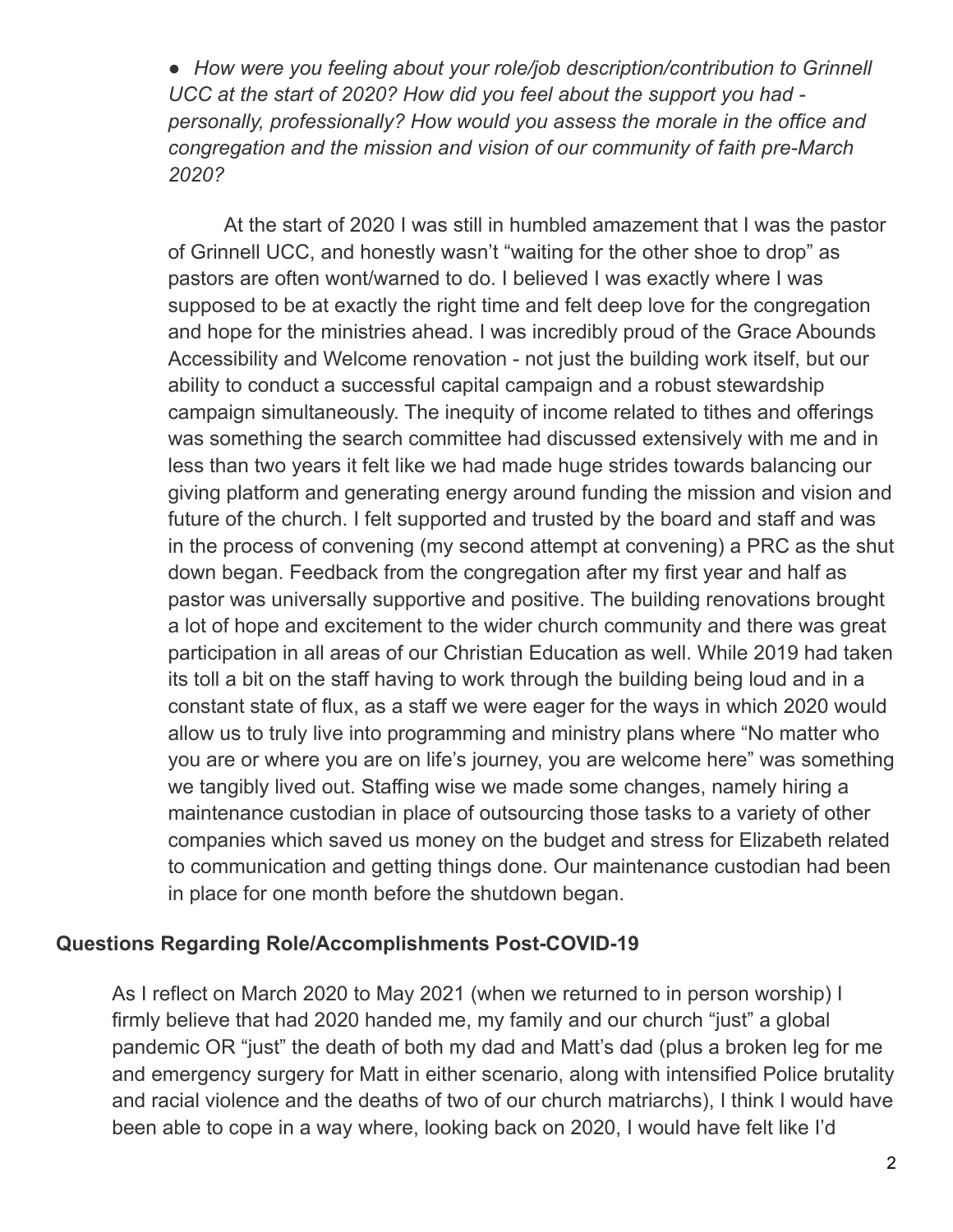- *How were you feeling about your role/job description/contribution to Grinnell UCC at the start of 2020? How did you feel about the support you had - personally, professionally? How would you assess the morale in the office and congregation and the mission and vision of our community of faith pre-March 2020?*

At the start of 2020 I was still in humbled amazement that I was the pastor of Grinnell UCC, and honestly wasn't "waiting for the other shoe to drop" as pastors are often wont/warned to do. I believed I was exactly where I was supposed to be at exactly the right time and felt deep love for the congregation and hope for the ministries ahead. I was incredibly proud of the Grace Abounds Accessibility and Welcome renovation - not just the building work itself, but our ability to conduct a successful capital campaign and a robust stewardship campaign simultaneously. The inequity of income related to tithes and offerings was something the search committee had discussed extensively with me and in less than two years it felt like we had made huge strides towards balancing our giving platform and generating energy around funding the mission and vision and future of the church. I felt supported and trusted by the board and staff and was in the process of convening (my second attempt at convening) a PRC as the shut down began. Feedback from the congregation after my first year and half as pastor was universally supportive and positive. The building renovations brought a lot of hope and excitement to the wider church community and there was great participation in all areas of our Christian Education as well. While 2019 had taken its toll a bit on the staff having to work through the building being loud and in a constant state of flux, as a staff we were eager for the ways in which 2020 would allow us to truly live into programming and ministry plans where "No matter who you are or where you are on life's journey, you are welcome here" was something we tangibly lived out. Staffing wise we made some changes, namely hiring a maintenance custodian in place of outsourcing those tasks to a variety of other companies which saved us money on the budget and stress for Elizabeth related to communication and getting things done. Our maintenance custodian had been in place for one month before the shutdown began.

## Questions Regarding Role/Accomplishments Post-COVID-19

As I reflect on March 2020 to May 2021 (when we returned to in person worship) I firmly believe that had 2020 handed me, my family and our church "just" a global pandemic OR "just" the death of both my dad and Matt's dad (plus a broken leg for me and emergency surgery for Matt in either scenario, along with intensified Police brutality and racial violence and the deaths of two of our church matriarchs), I think I would have been able to cope in a way where, looking back on 2020, I would have felt like I'd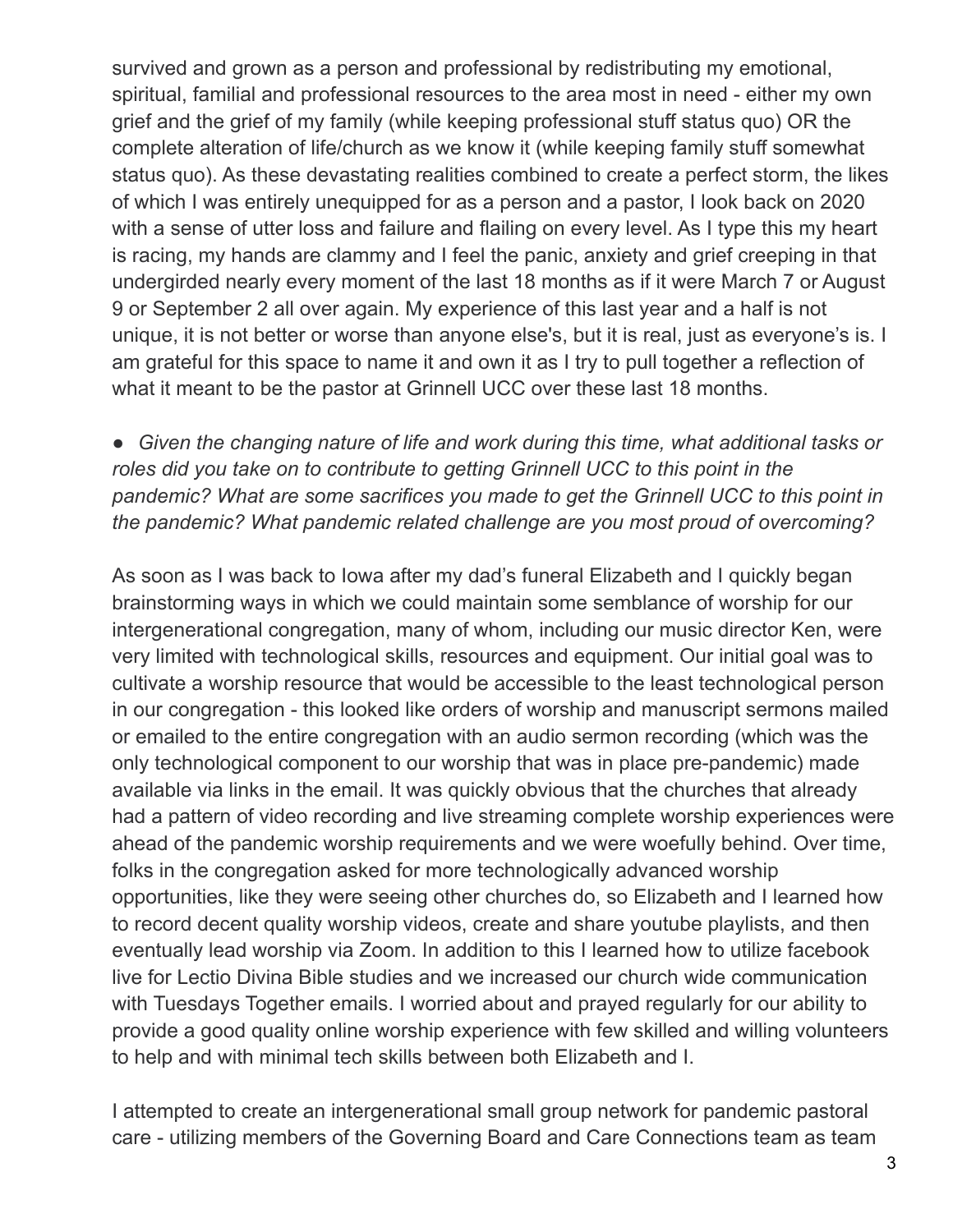survived and grown as a person and professional by redistributing my emotional, spiritual, familial and professional resources to the area most in need - either my own grief and the grief of my family (while keeping professional stuff status quo) OR the complete alteration of life/church as we know it (while keeping family stuff somewhat status quo). As these devastating realities combined to create a perfect storm, the likes of which I was entirely unequipped for as a person and a pastor, I look back on 2020 with a sense of utter loss and failure and flailing on every level. As I type this my heart is racing, my hands are clammy and I feel the panic, anxiety and grief creeping in that undergirded nearly every moment of the last 18 months as if it were March 7 or August 9 or September 2 all over again. My experience of this last year and a half is not unique, it is not better or worse than anyone else's, but it is real, just as everyone's is. I am grateful for this space to name it and own it as I try to pull together a reflection of what it meant to be the pastor at Grinnell UCC over these last 18 months.

- *Given the changing nature of life and work during this time, what additional tasks or roles did you take on to contribute to getting Grinnell UCC to this point in the pandemic? What are some sacrifices you made to get the Grinnell UCC to this point in the pandemic? What pandemic related challenge are you most proud of overcoming?*

As soon as I was back to Iowa after my dad's funeral Elizabeth and I quickly began brainstorming ways in which we could maintain some semblance of worship for our intergenerational congregation, many of whom, including our music director Ken, were very limited with technological skills, resources and equipment. Our initial goal was to cultivate a worship resource that would be accessible to the least technological person in our congregation - this looked like orders of worship and manuscript sermons mailed or emailed to the entire congregation with an audio sermon recording (which was the only technological component to our worship that was in place pre-pandemic) made available via links in the email. It was quickly obvious that the churches that already had a pattern of video recording and live streaming complete worship experiences were ahead of the pandemic worship requirements and we were woefully behind. Over time, folks in the congregation asked for more technologically advanced worship opportunities, like they were seeing other churches do, so Elizabeth and I learned how to record decent quality worship videos, create and share youtube playlists, and then eventually lead worship via Zoom. In addition to this I learned how to utilize facebook live for Lectio Divina Bible studies and we increased our church wide communication with Tuesdays Together emails. I worried about and prayed regularly for our ability to provide a good quality online worship experience with few skilled and willing volunteers to help and with minimal tech skills between both Elizabeth and I.

I attempted to create an intergenerational small group network for pandemic pastoral care - utilizing members of the Governing Board and Care Connections team as team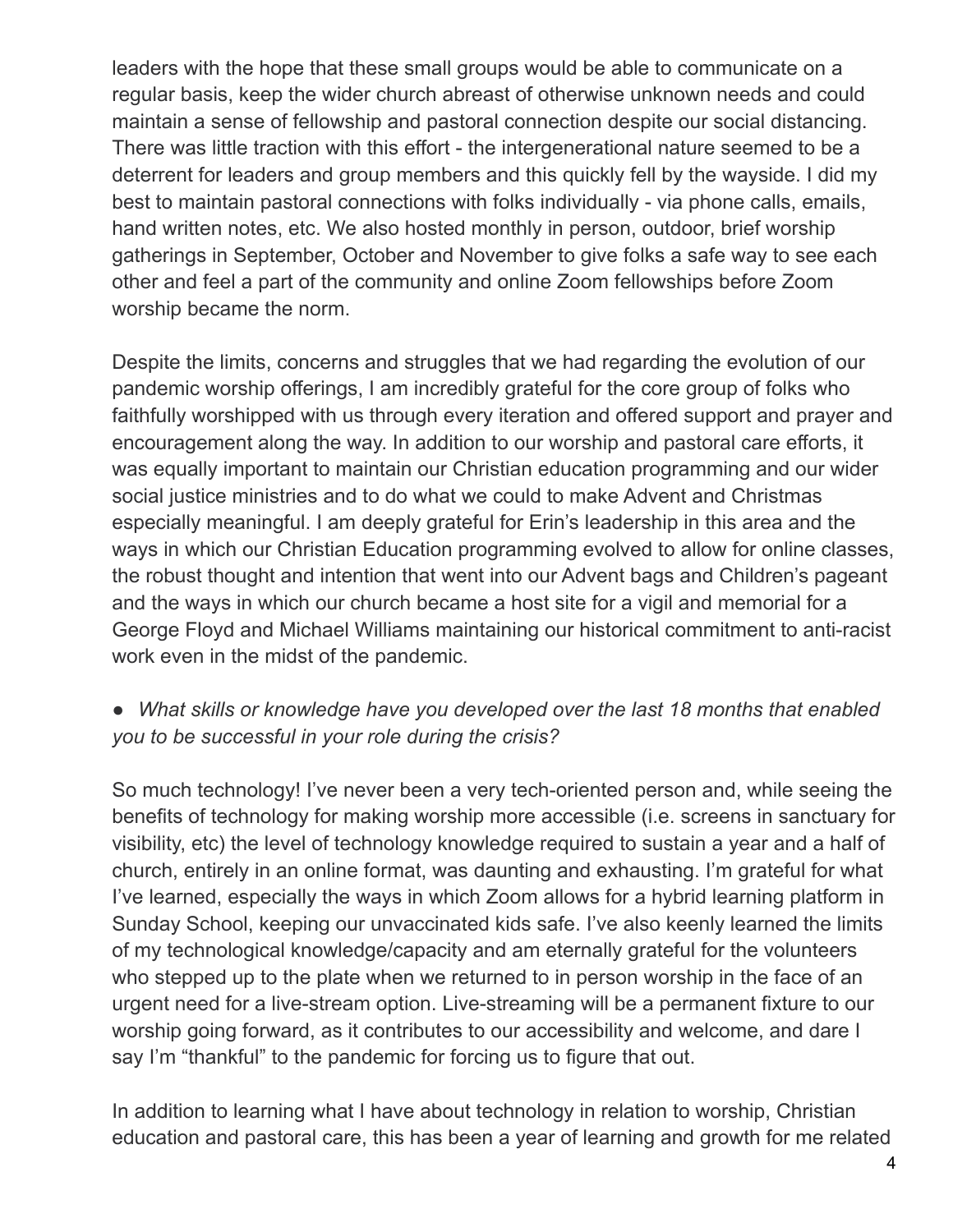leaders with the hope that these small groups would be able to communicate on a regular basis, keep the wider church abreast of otherwise unknown needs and could maintain a sense of fellowship and pastoral connection despite our social distancing. There was little traction with this effort - the intergenerational nature seemed to be a deterrent for leaders and group members and this quickly fell by the wayside. I did my best to maintain pastoral connections with folks individually - via phone calls, emails, hand written notes, etc. We also hosted monthly in person, outdoor, brief worship gatherings in September, October and November to give folks a safe way to see each other and feel a part of the community and online Zoom fellowships before Zoom worship became the norm.

Despite the limits, concerns and struggles that we had regarding the evolution of our pandemic worship offerings, I am incredibly grateful for the core group of folks who faithfully worshipped with us through every iteration and offered support and prayer and encouragement along the way. In addition to our worship and pastoral care efforts, it was equally important to maintain our Christian education programming and our wider social justice ministries and to do what we could to make Advent and Christmas especially meaningful. I am deeply grateful for Erin's leadership in this area and the ways in which our Christian Education programming evolved to allow for online classes, the robust thought and intention that went into our Advent bags and Children's pageant and the ways in which our church became a host site for a vigil and memorial for a George Floyd and Michael Williams maintaining our historical commitment to anti-racist work even in the midst of the pandemic.

- *What skills or knowledge have you developed over the last 18 months that enabled you to be successful in your role during the crisis?*

So much technology! I've never been a very tech-oriented person and, while seeing the benefits of technology for making worship more accessible (i.e. screens in sanctuary for visibility, etc) the level of technology knowledge required to sustain a year and a half of church, entirely in an online format, was daunting and exhausting. I'm grateful for what I've learned, especially the ways in which Zoom allows for a hybrid learning platform in Sunday School, keeping our unvaccinated kids safe. I've also keenly learned the limits of my technological knowledge/capacity and am eternally grateful for the volunteers who stepped up to the plate when we returned to in person worship in the face of an urgent need for a live-stream option. Live-streaming will be a permanent fixture to our worship going forward, as it contributes to our accessibility and welcome, and dare I say I'm "thankful" to the pandemic for forcing us to figure that out.

In addition to learning what I have about technology in relation to worship, Christian education and pastoral care, this has been a year of learning and growth for me related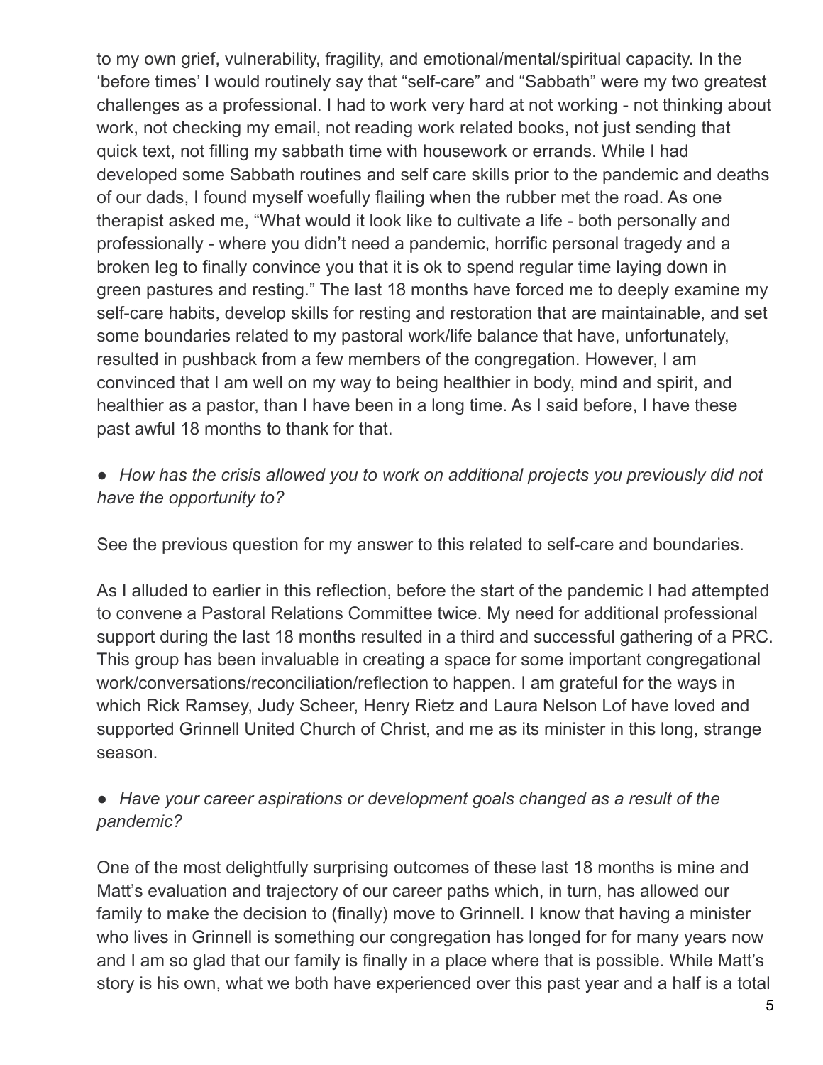to my own grief, vulnerability, fragility, and emotional/mental/spiritual capacity. In the 'before times' I would routinely say that "self-care" and "Sabbath" were my two greatest challenges as a professional. I had to work very hard at not working - not thinking about work, not checking my email, not reading work related books, not just sending that quick text, not filling my sabbath time with housework or errands. While I had developed some Sabbath routines and self care skills prior to the pandemic and deaths of our dads, I found myself woefully flailing when the rubber met the road. As one therapist asked me, "What would it look like to cultivate a life - both personally and professionally - where you didn't need a pandemic, horrific personal tragedy and a broken leg to finally convince you that it is ok to spend regular time laying down in green pastures and resting." The last 18 months have forced me to deeply examine my self-care habits, develop skills for resting and restoration that are maintainable, and set some boundaries related to my pastoral work/life balance that have, unfortunately, resulted in pushback from a few members of the congregation. However, I am convinced that I am well on my way to being healthier in body, mind and spirit, and healthier as a pastor, than I have been in a long time. As I said before, I have these past awful 18 months to thank for that.

- *How has the crisis allowed you to work on additional projects you previously did not have the opportunity to?*

See the previous question for my answer to this related to self-care and boundaries.

As I alluded to earlier in this reflection, before the start of the pandemic I had attempted to convene a Pastoral Relations Committee twice. My need for additional professional support during the last 18 months resulted in a third and successful gathering of a PRC. This group has been invaluable in creating a space for some important congregational work/conversations/reconciliation/reflection to happen. I am grateful for the ways in which Rick Ramsey, Judy Scheer, Henry Rietz and Laura Nelson Lof have loved and supported Grinnell United Church of Christ, and me as its minister in this long, strange season.

- *Have your career aspirations or development goals changed as a result of the pandemic?*

One of the most delightfully surprising outcomes of these last 18 months is mine and Matt's evaluation and trajectory of our career paths which, in turn, has allowed our family to make the decision to (finally) move to Grinnell. I know that having a minister who lives in Grinnell is something our congregation has longed for for many years now and I am so glad that our family is finally in a place where that is possible. While Matt's story is his own, what we both have experienced over this past year and a half is a total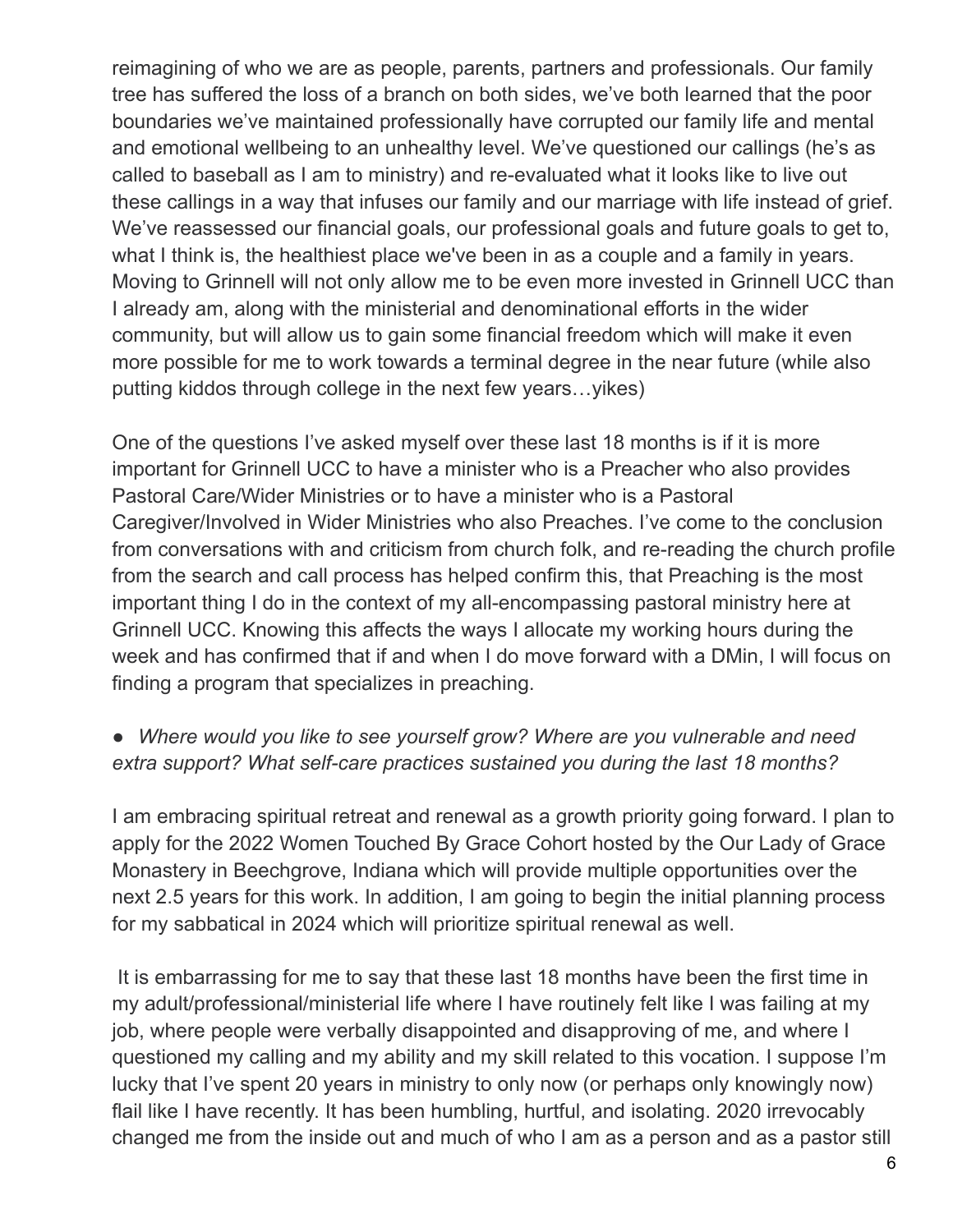reimagining of who we are as people, parents, partners and professionals. Our family tree has suffered the loss of a branch on both sides, we've both learned that the poor boundaries we've maintained professionally have corrupted our family life and mental and emotional wellbeing to an unhealthy level. We've questioned our callings (he's as called to baseball as I am to ministry) and re-evaluated what it looks like to live out these callings in a way that infuses our family and our marriage with life instead of grief. We've reassessed our financial goals, our professional goals and future goals to get to, what I think is, the healthiest place we've been in as a couple and a family in years. Moving to Grinnell will not only allow me to be even more invested in Grinnell UCC than I already am, along with the ministerial and denominational efforts in the wider community, but will allow us to gain some financial freedom which will make it even more possible for me to work towards a terminal degree in the near future (while also putting kiddos through college in the next few years…yikes)

One of the questions I've asked myself over these last 18 months is if it is more important for Grinnell UCC to have a minister who is a Preacher who also provides Pastoral Care/Wider Ministries or to have a minister who is a Pastoral Caregiver/Involved in Wider Ministries who also Preaches. I've come to the conclusion from conversations with and criticism from church folk, and re-reading the church profile from the search and call process has helped confirm this, that Preaching is the most important thing I do in the context of my all-encompassing pastoral ministry here at Grinnell UCC. Knowing this affects the ways I allocate my working hours during the week and has confirmed that if and when I do move forward with a DMin, I will focus on finding a program that specializes in preaching.

- *Where would you like to see yourself grow? Where are you vulnerable and need extra support? What self-care practices sustained you during the last 18 months?*

I am embracing spiritual retreat and renewal as a growth priority going forward. I plan to apply for the 2022 Women Touched By Grace Cohort hosted by the Our Lady of Grace Monastery in Beechgrove, Indiana which will provide multiple opportunities over the next 2.5 years for this work. In addition, I am going to begin the initial planning process for my sabbatical in 2024 which will prioritize spiritual renewal as well.

It is embarrassing for me to say that these last 18 months have been the first time in my adult/professional/ministerial life where I have routinely felt like I was failing at my job, where people were verbally disappointed and disapproving of me, and where I questioned my calling and my ability and my skill related to this vocation. I suppose I'm lucky that I've spent 20 years in ministry to only now (or perhaps only knowingly now) flail like I have recently. It has been humbling, hurtful, and isolating. 2020 irrevocably changed me from the inside out and much of who I am as a person and as a pastor still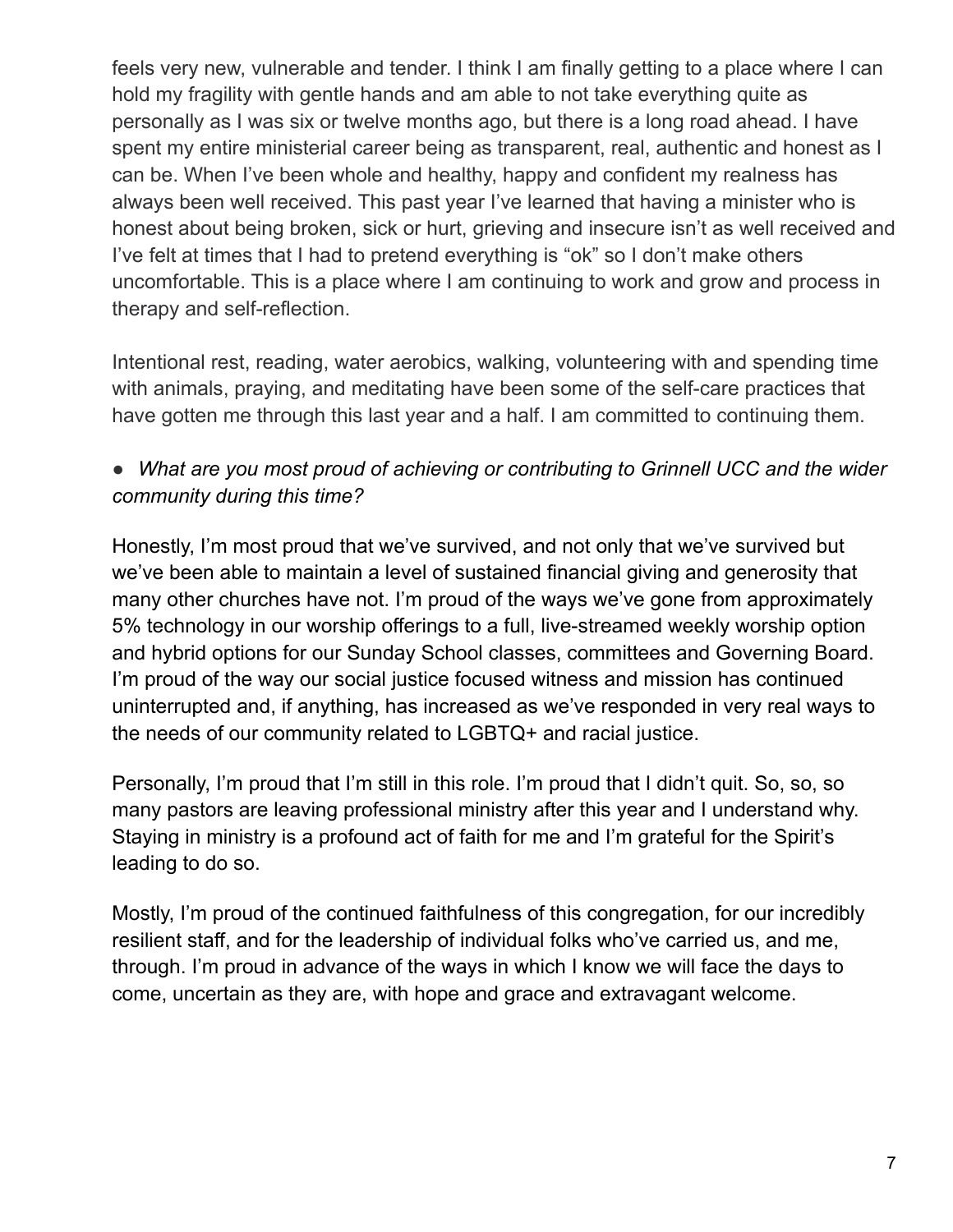feels very new, vulnerable and tender. I think I am finally getting to a place where I can hold my fragility with gentle hands and am able to not take everything quite as personally as I was six or twelve months ago, but there is a long road ahead. I have spent my entire ministerial career being as transparent, real, authentic and honest as I can be. When I've been whole and healthy, happy and confident my realness has always been well received. This past year I've learned that having a minister who is honest about being broken, sick or hurt, grieving and insecure isn't as well received and I've felt at times that I had to pretend everything is "ok" so I don't make others uncomfortable. This is a place where I am continuing to work and grow and process in therapy and self-reflection.

Intentional rest, reading, water aerobics, walking, volunteering with and spending time with animals, praying, and meditating have been some of the self-care practices that have gotten me through this last year and a half. I am committed to continuing them.

- *What are you most proud of achieving or contributing to Grinnell UCC and the wider community during this time?*

Honestly, I'm most proud that we've survived, and not only that we've survived but we've been able to maintain a level of sustained financial giving and generosity that many other churches have not. I'm proud of the ways we've gone from approximately 5% technology in our worship offerings to a full, live-streamed weekly worship option and hybrid options for our Sunday School classes, committees and Governing Board. I'm proud of the way our social justice focused witness and mission has continued uninterrupted and, if anything, has increased as we've responded in very real ways to the needs of our community related to LGBTQ+ and racial justice.

Personally, I'm proud that I'm still in this role. I'm proud that I didn't quit. So, so, so many pastors are leaving professional ministry after this year and I understand why. Staying in ministry is a profound act of faith for me and I'm grateful for the Spirit's leading to do so.

Mostly, I'm proud of the continued faithfulness of this congregation, for our incredibly resilient staff, and for the leadership of individual folks who've carried us, and me, through. I'm proud in advance of the ways in which I know we will face the days to come, uncertain as they are, with hope and grace and extravagant welcome.